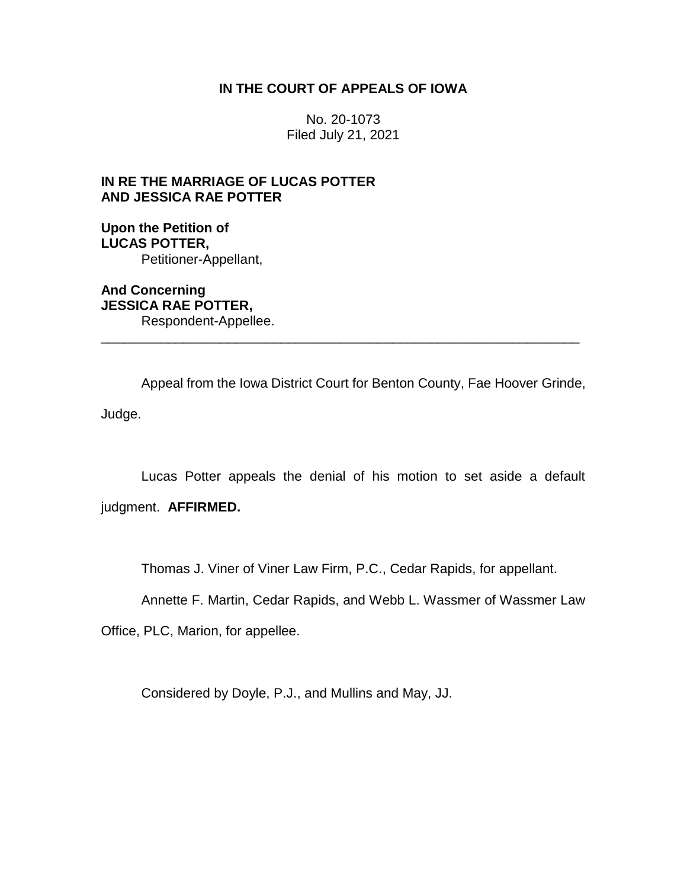# IN THE COURT OF APPEALS OF IOWA

No. 20-1073
Filed July 21, 2021

**IN RE THE MARRIAGE OF LUCAS POTTER AND JESSICA RAE POTTER**

**Upon the Petition of LUCAS POTTER,**
Petitioner-Appellant,

**And Concerning JESSICA RAE POTTER,**
Respondent-Appellee.

---

Appeal from the Iowa District Court for Benton County, Fae Hoover Grinde, Judge.

Lucas Potter appeals the denial of his motion to set aside a default judgment. **AFFIRMED.**

Thomas J. Viner of Viner Law Firm, P.C., Cedar Rapids, for appellant.

Annette F. Martin, Cedar Rapids, and Webb L. Wassmer of Wassmer Law Office, PLC, Marion, for appellee.

Considered by Doyle, P.J., and Mullins and May, JJ.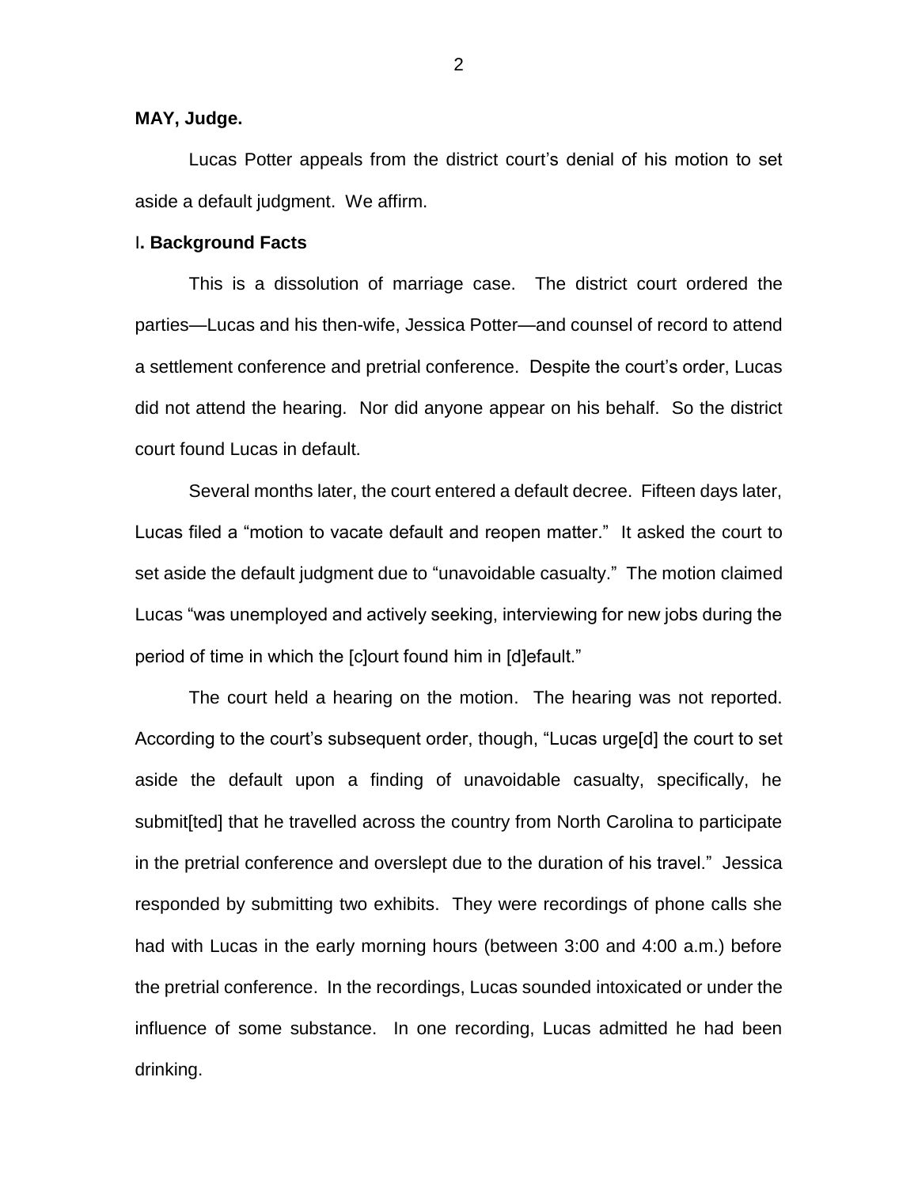**MAY, Judge.**

Lucas Potter appeals from the district court's denial of his motion to set aside a default judgment. We affirm.

## I. Background Facts

This is a dissolution of marriage case. The district court ordered the parties—Lucas and his then-wife, Jessica Potter—and counsel of record to attend a settlement conference and pretrial conference. Despite the court's order, Lucas did not attend the hearing. Nor did anyone appear on his behalf. So the district court found Lucas in default.

Several months later, the court entered a default decree. Fifteen days later, Lucas filed a "motion to vacate default and reopen matter." It asked the court to set aside the default judgment due to "unavoidable casualty." The motion claimed Lucas "was unemployed and actively seeking, interviewing for new jobs during the period of time in which the [c]ourt found him in [d]efault."

The court held a hearing on the motion. The hearing was not reported. According to the court's subsequent order, though, "Lucas urge[d] the court to set aside the default upon a finding of unavoidable casualty, specifically, he submit[ted] that he travelled across the country from North Carolina to participate in the pretrial conference and overslept due to the duration of his travel." Jessica responded by submitting two exhibits. They were recordings of phone calls she had with Lucas in the early morning hours (between 3:00 and 4:00 a.m.) before the pretrial conference. In the recordings, Lucas sounded intoxicated or under the influence of some substance. In one recording, Lucas admitted he had been drinking.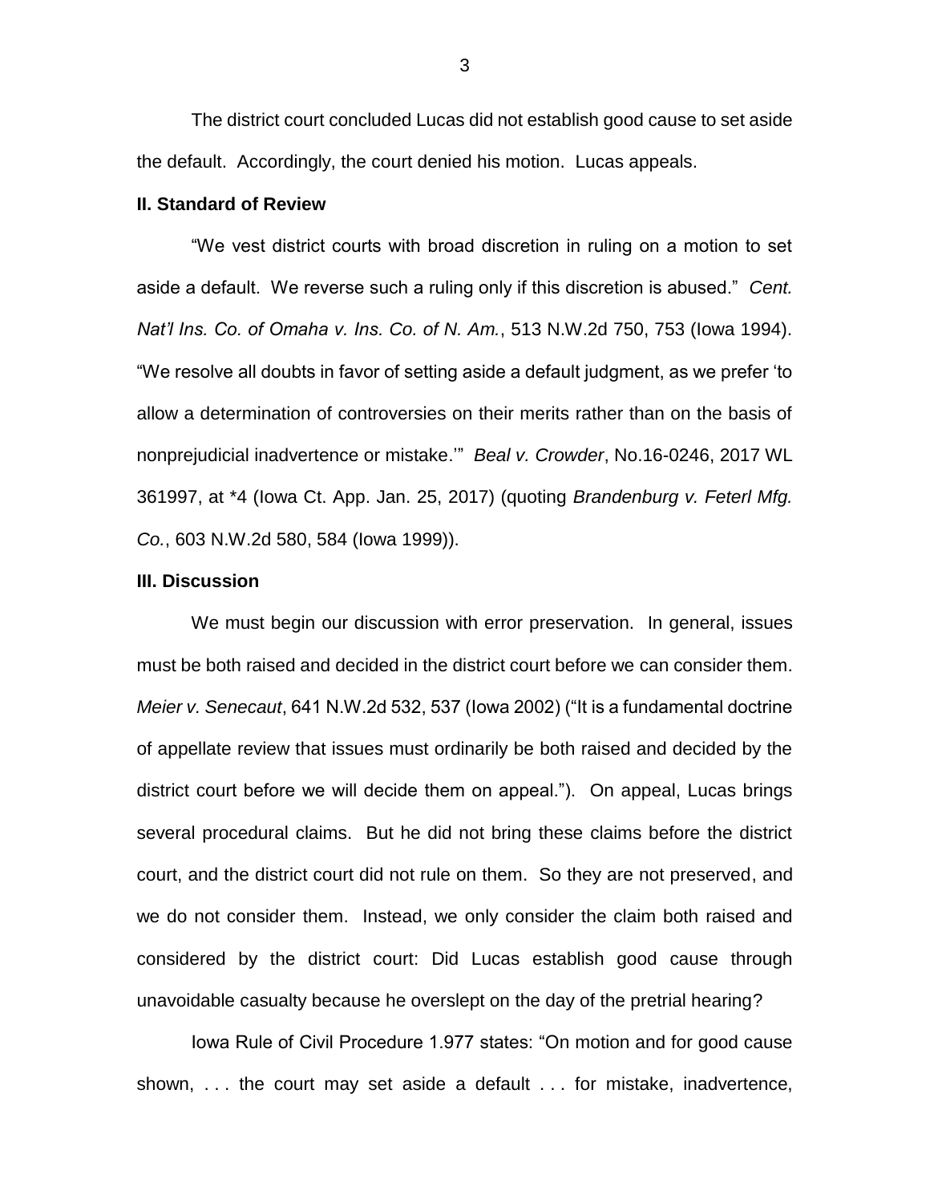The district court concluded Lucas did not establish good cause to set aside the default. Accordingly, the court denied his motion. Lucas appeals.

## II. Standard of Review

"We vest district courts with broad discretion in ruling on a motion to set aside a default. We reverse such a ruling only if this discretion is abused." *Cent. Nat'l Ins. Co. of Omaha v. Ins. Co. of N. Am.*, 513 N.W.2d 750, 753 (Iowa 1994). "We resolve all doubts in favor of setting aside a default judgment, as we prefer 'to allow a determination of controversies on their merits rather than on the basis of nonprejudicial inadvertence or mistake.'" *Beal v. Crowder*, No.16-0246, 2017 WL 361997, at *4 (Iowa Ct. App. Jan. 25, 2017) (quoting *Brandenburg v. Feterl Mfg. Co.*, 603 N.W.2d 580, 584 (Iowa 1999)).

## III. Discussion

We must begin our discussion with error preservation. In general, issues must be both raised and decided in the district court before we can consider them. *Meier v. Senecaut*, 641 N.W.2d 532, 537 (Iowa 2002) ("It is a fundamental doctrine of appellate review that issues must ordinarily be both raised and decided by the district court before we will decide them on appeal."). On appeal, Lucas brings several procedural claims. But he did not bring these claims before the district court, and the district court did not rule on them. So they are not preserved, and we do not consider them. Instead, we only consider the claim both raised and considered by the district court: Did Lucas establish good cause through unavoidable casualty because he overslept on the day of the pretrial hearing?

Iowa Rule of Civil Procedure 1.977 states: "On motion and for good cause shown, . . . the court may set aside a default . . . for mistake, inadvertence,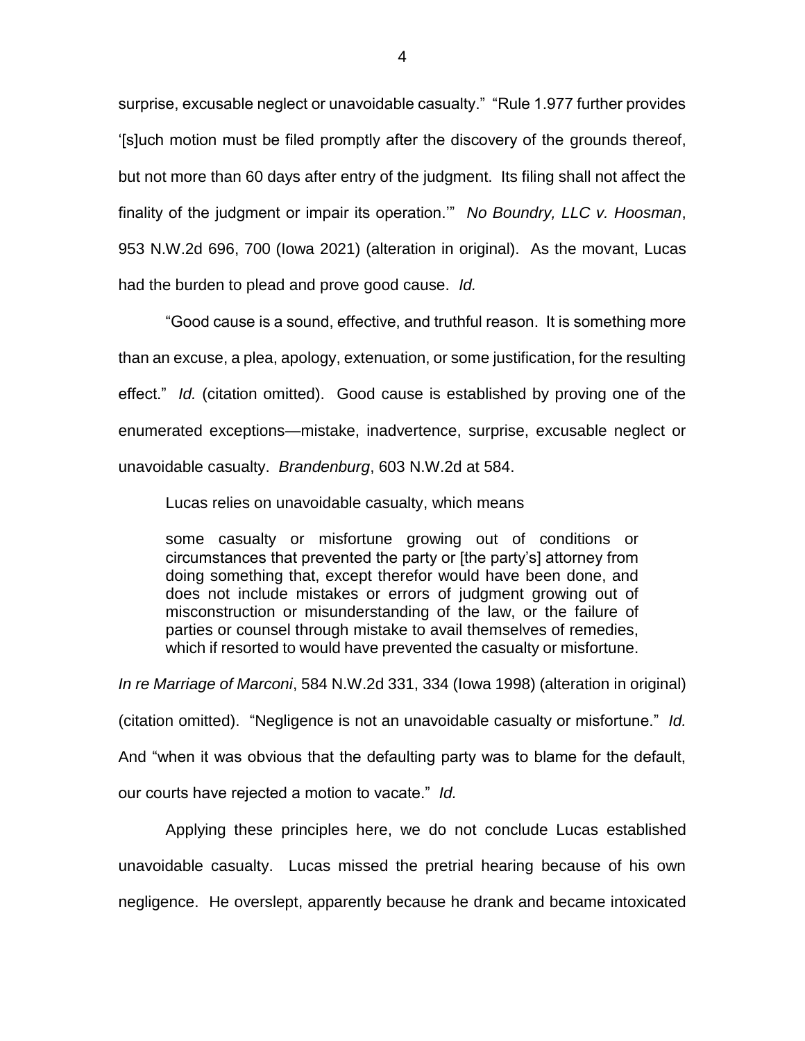surprise, excusable neglect or unavoidable casualty." "Rule 1.977 further provides '[s]uch motion must be filed promptly after the discovery of the grounds thereof, but not more than 60 days after entry of the judgment. Its filing shall not affect the finality of the judgment or impair its operation.'" *No Boundry, LLC v. Hoosman*, 953 N.W.2d 696, 700 (Iowa 2021) (alteration in original). As the movant, Lucas had the burden to plead and prove good cause. *Id.*

"Good cause is a sound, effective, and truthful reason. It is something more than an excuse, a plea, apology, extenuation, or some justification, for the resulting effect." *Id.* (citation omitted). Good cause is established by proving one of the enumerated exceptions—mistake, inadvertence, surprise, excusable neglect or unavoidable casualty. *Brandenburg*, 603 N.W.2d at 584.

Lucas relies on unavoidable casualty, which means

> some casualty or misfortune growing out of conditions or circumstances that prevented the party or [the party's] attorney from doing something that, except therefor would have been done, and does not include mistakes or errors of judgment growing out of misconstruction or misunderstanding of the law, or the failure of parties or counsel through mistake to avail themselves of remedies, which if resorted to would have prevented the casualty or misfortune.

*In re Marriage of Marconi*, 584 N.W.2d 331, 334 (Iowa 1998) (alteration in original) (citation omitted). "Negligence is not an unavoidable casualty or misfortune." *Id.* And "when it was obvious that the defaulting party was to blame for the default, our courts have rejected a motion to vacate." *Id.*

Applying these principles here, we do not conclude Lucas established unavoidable casualty. Lucas missed the pretrial hearing because of his own negligence. He overslept, apparently because he drank and became intoxicated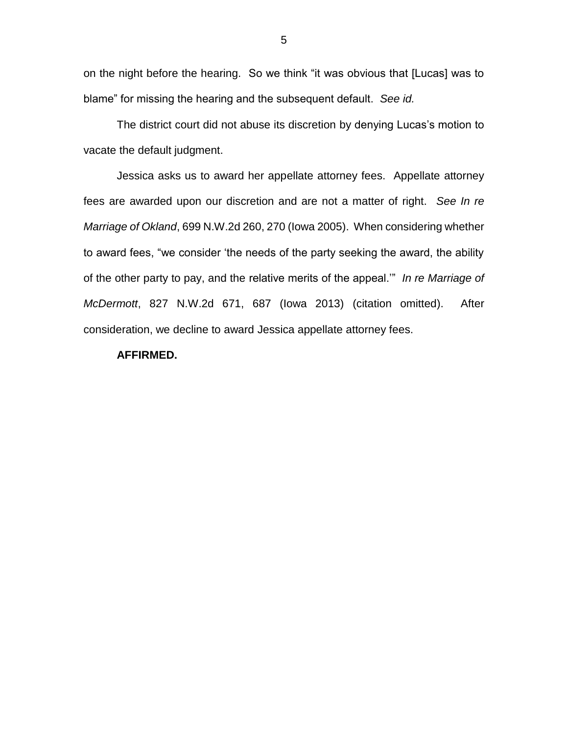on the night before the hearing. So we think "it was obvious that [Lucas] was to blame" for missing the hearing and the subsequent default. *See id.*

The district court did not abuse its discretion by denying Lucas's motion to vacate the default judgment.

Jessica asks us to award her appellate attorney fees. Appellate attorney fees are awarded upon our discretion and are not a matter of right. *See In re Marriage of Okland*, 699 N.W.2d 260, 270 (Iowa 2005). When considering whether to award fees, "we consider 'the needs of the party seeking the award, the ability of the other party to pay, and the relative merits of the appeal.'" *In re Marriage of McDermott*, 827 N.W.2d 671, 687 (Iowa 2013) (citation omitted). After consideration, we decline to award Jessica appellate attorney fees.

**AFFIRMED.**